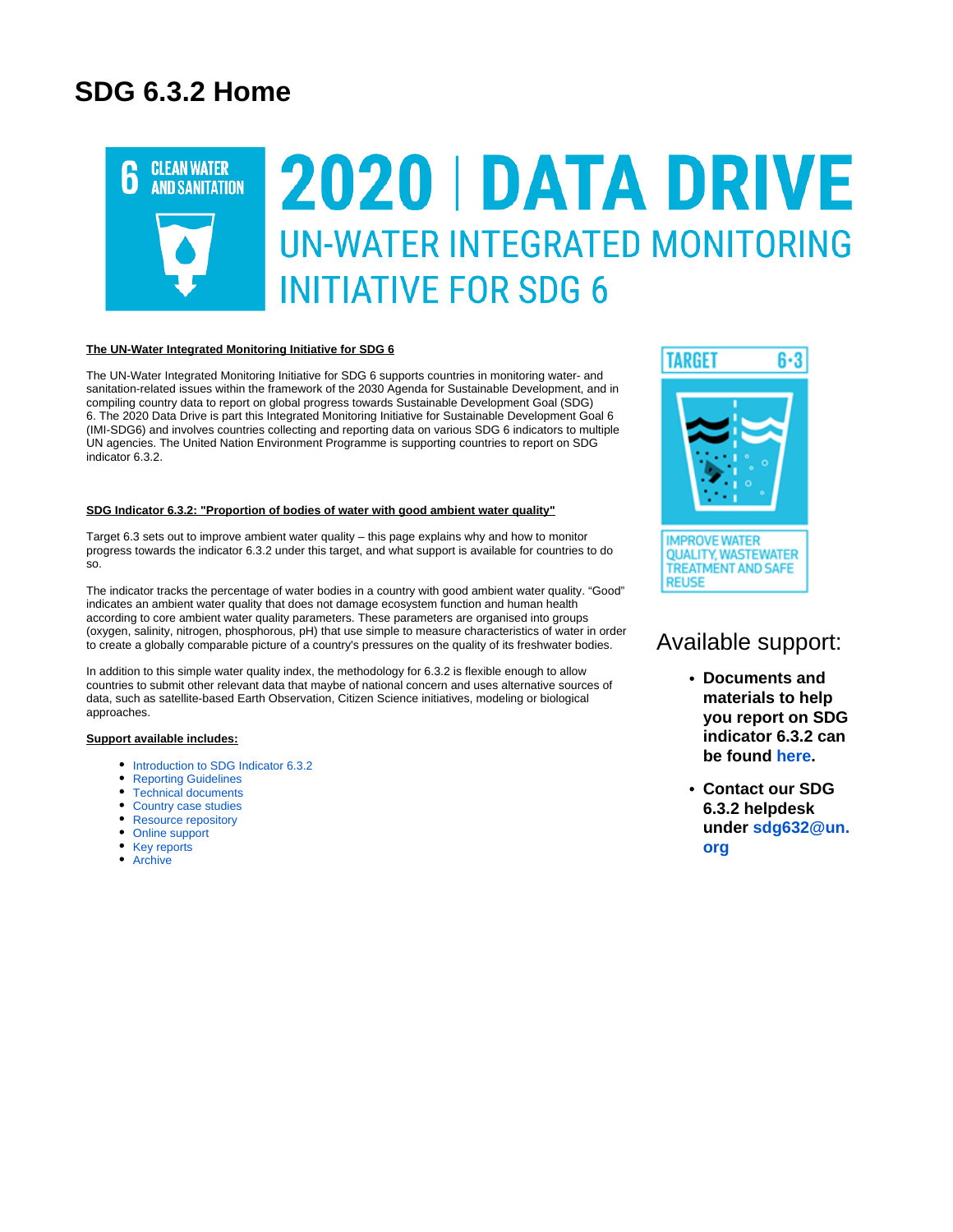# SDG 6.3.2 Home

6 CLEAN WATER AND SANITATION

2020 | DATA DRIVE

UN-WATER INTEGRATED MONITORING INITIATIVE FOR SDG 6

**The UN-Water Integrated Monitoring Initiative for SDG 6**

The UN-Water Integrated Monitoring Initiative for SDG 6 supports countries in monitoring water- and sanitation-related issues within the framework of the 2030 Agenda for Sustainable Development, and in compiling country data to report on global progress towards Sustainable Development Goal (SDG) 6. The 2020 Data Drive is part this Integrated Monitoring Initiative for Sustainable Development Goal 6 (IMI-SDG6) and involves countries collecting and reporting data on various SDG 6 indicators to multiple UN agencies. The United Nation Environment Programme is supporting countries to report on SDG indicator 6.3.2.

**SDG Indicator 6.3.2: "Proportion of bodies of water with good ambient water quality"**

Target 6.3 sets out to improve ambient water quality – this page explains why and how to monitor progress towards the indicator 6.3.2 under this target, and what support is available for countries to do so.

The indicator tracks the percentage of water bodies in a country with good ambient water quality. "Good" indicates an ambient water quality that does not damage ecosystem function and human health according to core ambient water quality parameters. These parameters are organised into groups (oxygen, salinity, nitrogen, phosphorous, pH) that use simple to measure characteristics of water in order to create a globally comparable picture of a country's pressures on the quality of its freshwater bodies.

In addition to this simple water quality index, the methodology for 6.3.2 is flexible enough to allow countries to submit other relevant data that maybe of national concern and uses alternative sources of data, such as satellite-based Earth Observation, Citizen Science initiatives, modeling or biological approaches.

**Support available includes:**

- Introduction to SDG Indicator 6.3.2
- Reporting Guidelines
- Technical documents
- Country case studies
- Resource repository
- Online support
- Key reports
- Archive

TARGET 6·3

IMPROVE WATER QUALITY, WASTEWATER TREATMENT AND SAFE REUSE

## Available support:

- **Documents and materials to help you report on SDG indicator 6.3.2 can be found here.**
- **Contact our SDG 6.3.2 helpdesk under sdg632@un.org**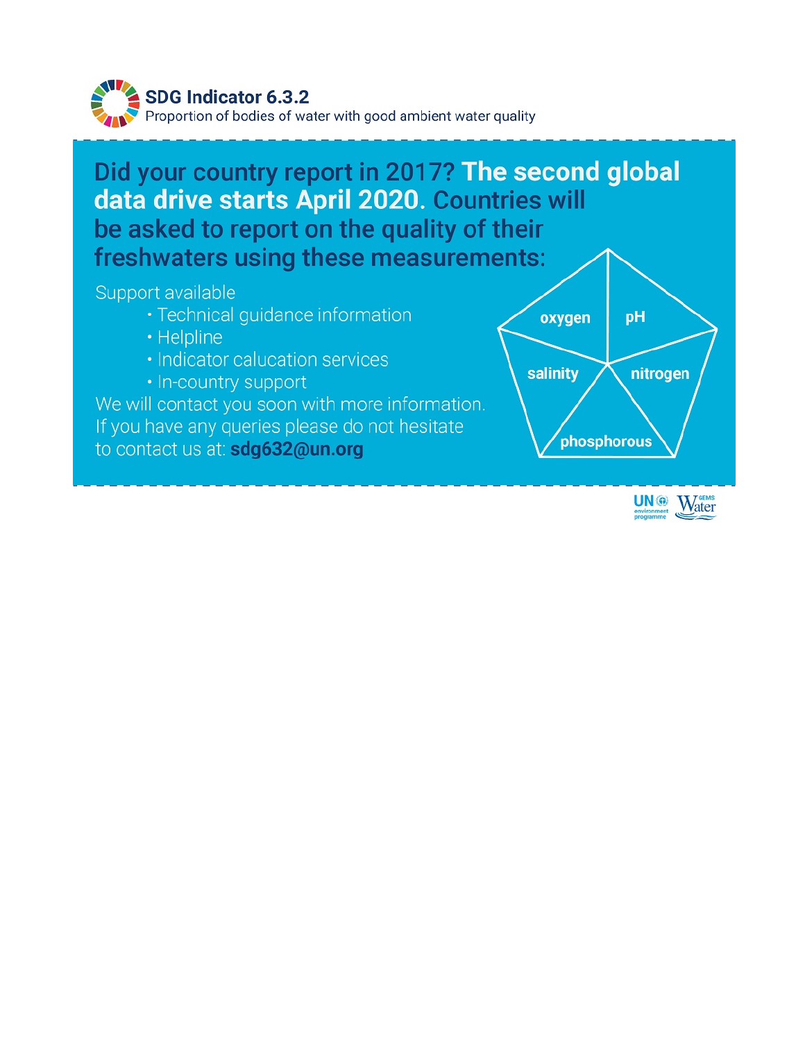## SDG Indicator 6.3.2

Proportion of bodies of water with good ambient water quality

**Did your country report in 2017? The second global data drive starts April 2020. Countries will be asked to report on the quality of their freshwaters using these measurements:**

Support available

- Technical guidance information
- Helpline
- Indicator calucation services
- In-country support

We will contact you soon with more information. If you have any queries please do not hesitate to contact us at: **sdg632@un.org**

oxygen

pH

salinity

nitrogen

phosphorous